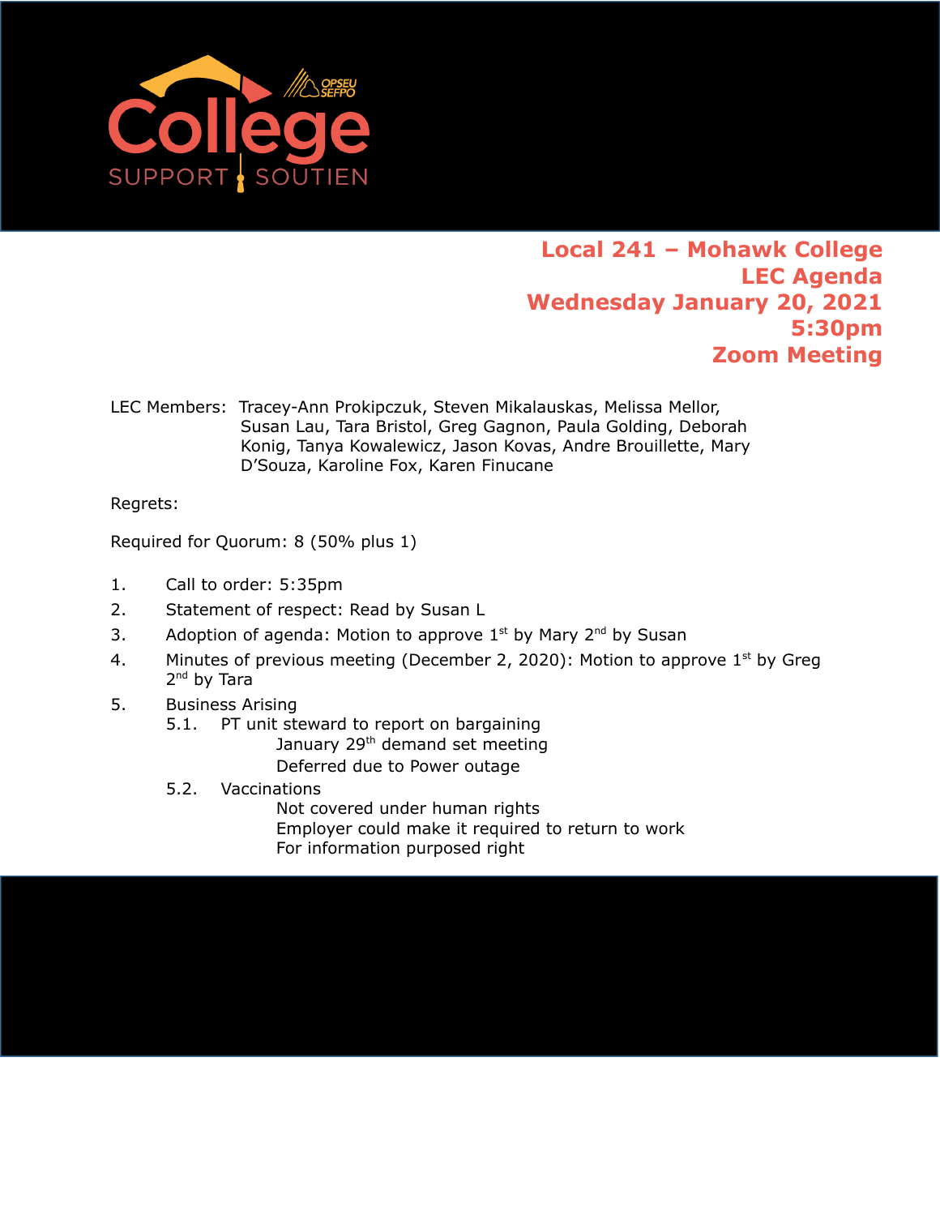## Local 241 – Mohawk College
## LEC Agenda
## Wednesday January 20, 2021
## 5:30pm
## Zoom Meeting

LEC Members: Tracey-Ann Prokipczuk, Steven Mikalauskas, Melissa Mellor, Susan Lau, Tara Bristol, Greg Gagnon, Paula Golding, Deborah Konig, Tanya Kowalewicz, Jason Kovas, Andre Brouillette, Mary D'Souza, Karoline Fox, Karen Finucane

Regrets:

Required for Quorum: 8 (50% plus 1)

1. Call to order: 5:35pm
2. Statement of respect: Read by Susan L
3. Adoption of agenda: Motion to approve 1st by Mary 2nd by Susan
4. Minutes of previous meeting (December 2, 2020): Motion to approve 1st by Greg 2nd by Tara
5. Business Arising
   - 5.1. PT unit steward to report on bargaining
     - January 29th demand set meeting
     - Deferred due to Power outage
   - 5.2. Vaccinations
     - Not covered under human rights
     - Employer could make it required to return to work
     - For information purposed right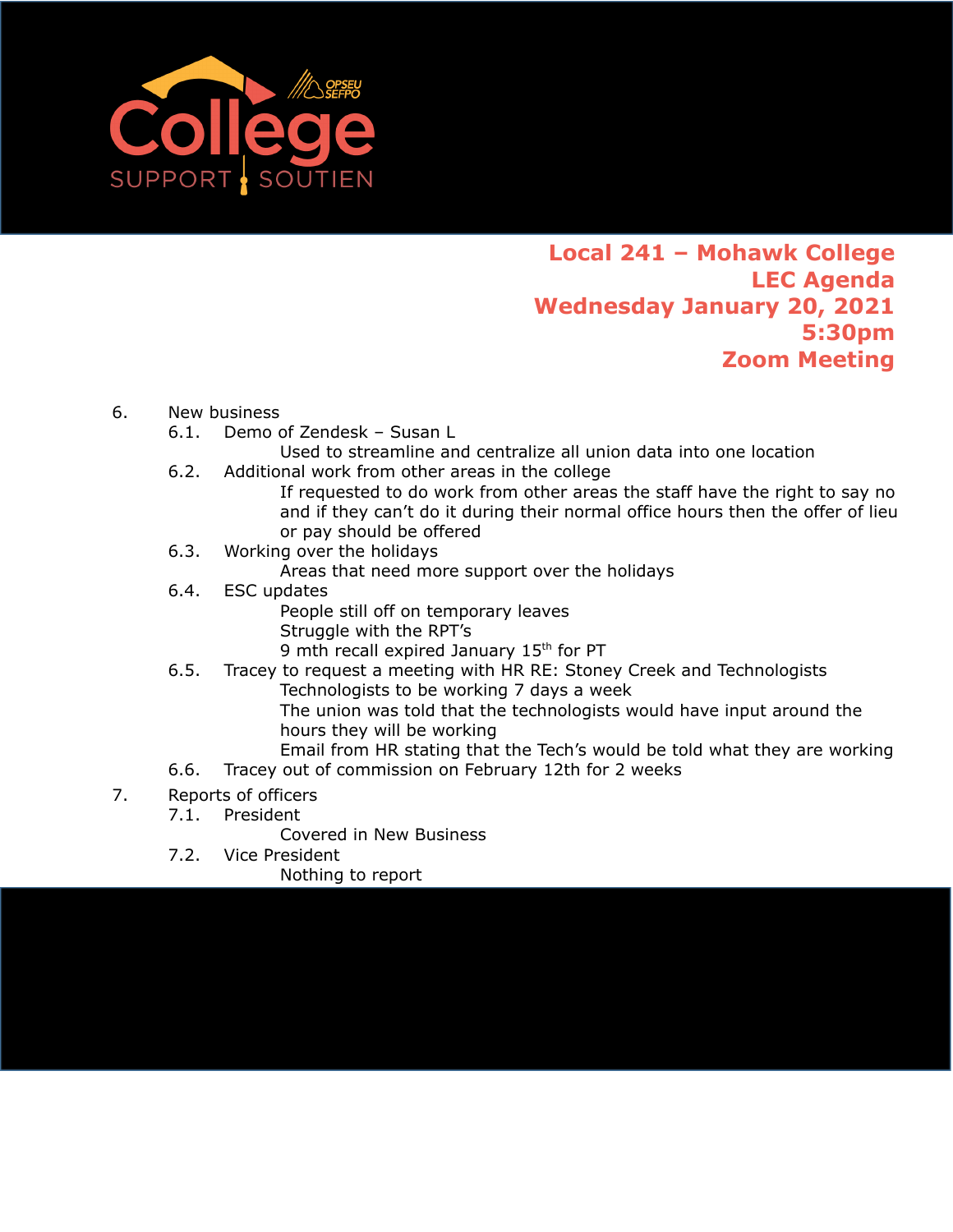**Local 241 – Mohawk College**
**LEC Agenda**
**Wednesday January 20, 2021**
**5:30pm**
**Zoom Meeting**

6. New business
   6.1. Demo of Zendesk – Susan L
      Used to streamline and centralize all union data into one location
   6.2. Additional work from other areas in the college
      If requested to do work from other areas the staff have the right to say no and if they can't do it during their normal office hours then the offer of lieu or pay should be offered
   6.3. Working over the holidays
      Areas that need more support over the holidays
   6.4. ESC updates
      People still off on temporary leaves
      Struggle with the RPT's
      9 mth recall expired January 15th for PT
   6.5. Tracey to request a meeting with HR RE: Stoney Creek and Technologists
      Technologists to be working 7 days a week
      The union was told that the technologists would have input around the hours they will be working
      Email from HR stating that the Tech's would be told what they are working
   6.6. Tracey out of commission on February 12th for 2 weeks
7. Reports of officers
   7.1. President
      Covered in New Business
   7.2. Vice President
      Nothing to report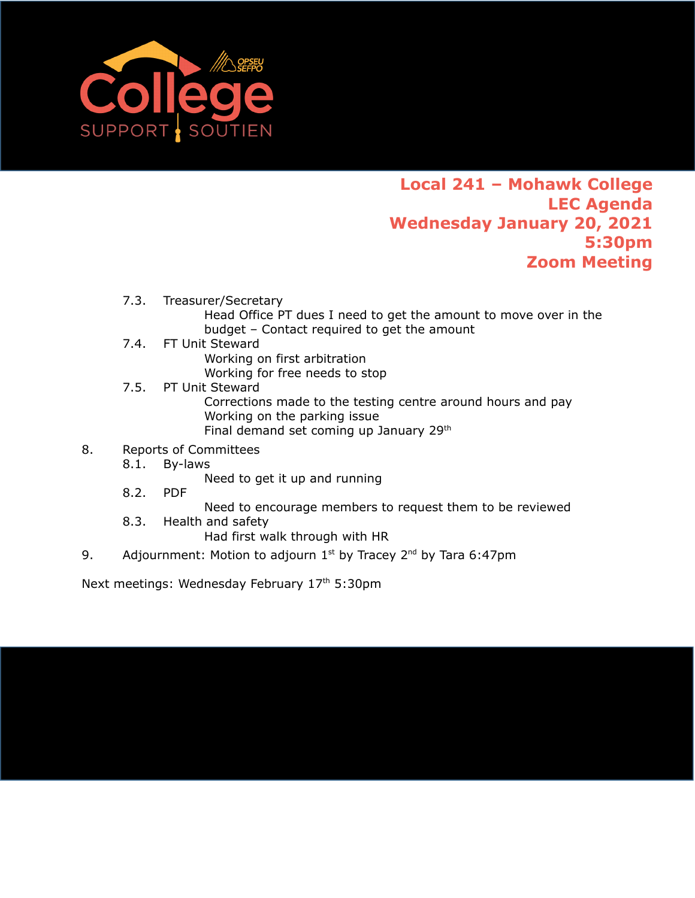**Local 241 – Mohawk College**
**LEC Agenda**
**Wednesday January 20, 2021**
**5:30pm**
**Zoom Meeting**

- 7.3. Treasurer/Secretary
  - Head Office PT dues I need to get the amount to move over in the budget – Contact required to get the amount
- 7.4. FT Unit Steward
  - Working on first arbitration
  - Working for free needs to stop
- 7.5. PT Unit Steward
  - Corrections made to the testing centre around hours and pay
  - Working on the parking issue
  - Final demand set coming up January 29th

8. Reports of Committees
   - 8.1. By-laws
     - Need to get it up and running
   - 8.2. PDF
     - Need to encourage members to request them to be reviewed
   - 8.3. Health and safety
     - Had first walk through with HR
9. Adjournment: Motion to adjourn 1st by Tracey 2nd by Tara 6:47pm

Next meetings: Wednesday February 17th 5:30pm